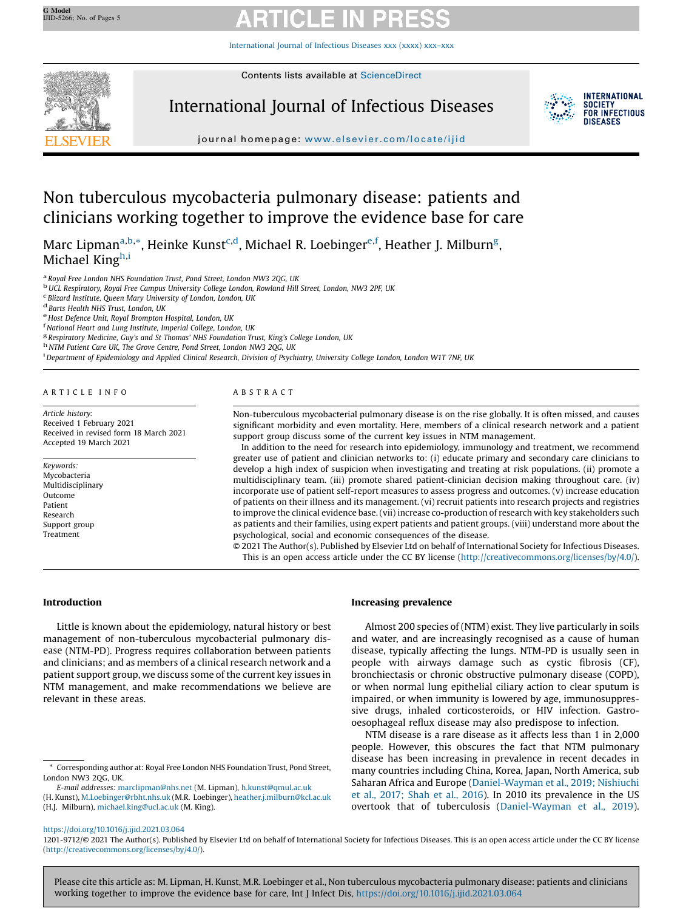# Non tuberculous mycobacteria pulmonary disease: patients and clinicians working together to improve the evidence base for care

Marc Lipman[a,b,*], Heinke Kunst[c,d], Michael R. Loebinger[e,f], Heather J. Milburn[g], Michael King[h,i]

[a] Royal Free London NHS Foundation Trust, Pond Street, London NW3 2QG, UK
[b] UCL Respiratory, Royal Free Campus University College London, Rowland Hill Street, London, NW3 2PF, UK
[c] Blizard Institute, Queen Mary University of London, London, UK
[d] Barts Health NHS Trust, London, UK
[e] Host Defence Unit, Royal Brompton Hospital, London, UK
[f] National Heart and Lung Institute, Imperial College, London, UK
[g] Respiratory Medicine, Guy's and St Thomas' NHS Foundation Trust, King's College London, UK
[h] NTM Patient Care UK, The Grove Centre, Pond Street, London NW3 2QG, UK
[i] Department of Epidemiology and Applied Clinical Research, Division of Psychiatry, University College London, London W1T 7NF, UK

## ARTICLE INFO

*Article history:*
Received 1 February 2021
Received in revised form 18 March 2021
Accepted 19 March 2021

*Keywords:*
Mycobacteria
Multidisciplinary
Outcome
Patient
Research
Support group
Treatment

## ABSTRACT

Non-tuberculous mycobacterial pulmonary disease is on the rise globally. It is often missed, and causes significant morbidity and even mortality. Here, members of a clinical research network and a patient support group discuss some of the current key issues in NTM management.

In addition to the need for research into epidemiology, immunology and treatment, we recommend greater use of patient and clinician networks to: (i) educate primary and secondary care clinicians to develop a high index of suspicion when investigating and treating at risk populations. (ii) promote a multidisciplinary team. (iii) promote shared patient-clinician decision making throughout care. (iv) incorporate use of patient self-report measures to assess progress and outcomes. (v) increase education of patients on their illness and its management. (vi) recruit patients into research projects and registries to improve the clinical evidence base. (vii) increase co-production of research with key stakeholders such as patients and their families, using expert patients and patient groups. (viii) understand more about the psychological, social and economic consequences of the disease.

© 2021 The Author(s). Published by Elsevier Ltd on behalf of International Society for Infectious Diseases. This is an open access article under the CC BY license (http://creativecommons.org/licenses/by/4.0/).

## Introduction

Little is known about the epidemiology, natural history or best management of non-tuberculous mycobacterial pulmonary disease (NTM-PD). Progress requires collaboration between patients and clinicians; and as members of a clinical research network and a patient support group, we discuss some of the current key issues in NTM management, and make recommendations we believe are relevant in these areas.

## Increasing prevalence

Almost 200 species of (NTM) exist. They live particularly in soils and water, and are increasingly recognised as a cause of human disease, typically affecting the lungs. NTM-PD is usually seen in people with airways damage such as cystic fibrosis (CF), bronchiectasis or chronic obstructive pulmonary disease (COPD), or when normal lung epithelial ciliary action to clear sputum is impaired, or when immunity is lowered by age, immunosuppressive drugs, inhaled corticosteroids, or HIV infection. Gastro-oesophageal reflux disease may also predispose to infection.

NTM disease is a rare disease as it affects less than 1 in 2,000 people. However, this obscures the fact that NTM pulmonary disease has been increasing in prevalence in recent decades in many countries including China, Korea, Japan, North America, sub Saharan Africa and Europe (Daniel-Wayman et al., 2019; Nishiuchi et al., 2017; Shah et al., 2016). In 2010 its prevalence in the US overtook that of tuberculosis (Daniel-Wayman et al., 2019).

* Corresponding author at: Royal Free London NHS Foundation Trust, Pond Street, London NW3 2QG, UK.
*E-mail addresses:* marclipman@nhs.net (M. Lipman), h.kunst@qmul.ac.uk (H. Kunst), M.Loebinger@rbht.nhs.uk (M.R. Loebinger), heather.j.milburn@kcl.ac.uk (H.J. Milburn), michael.king@ucl.ac.uk (M. King).

https://doi.org/10.1016/j.ijid.2021.03.064
1201-9712/© 2021 The Author(s). Published by Elsevier Ltd on behalf of International Society for Infectious Diseases. This is an open access article under the CC BY license (http://creativecommons.org/licenses/by/4.0/).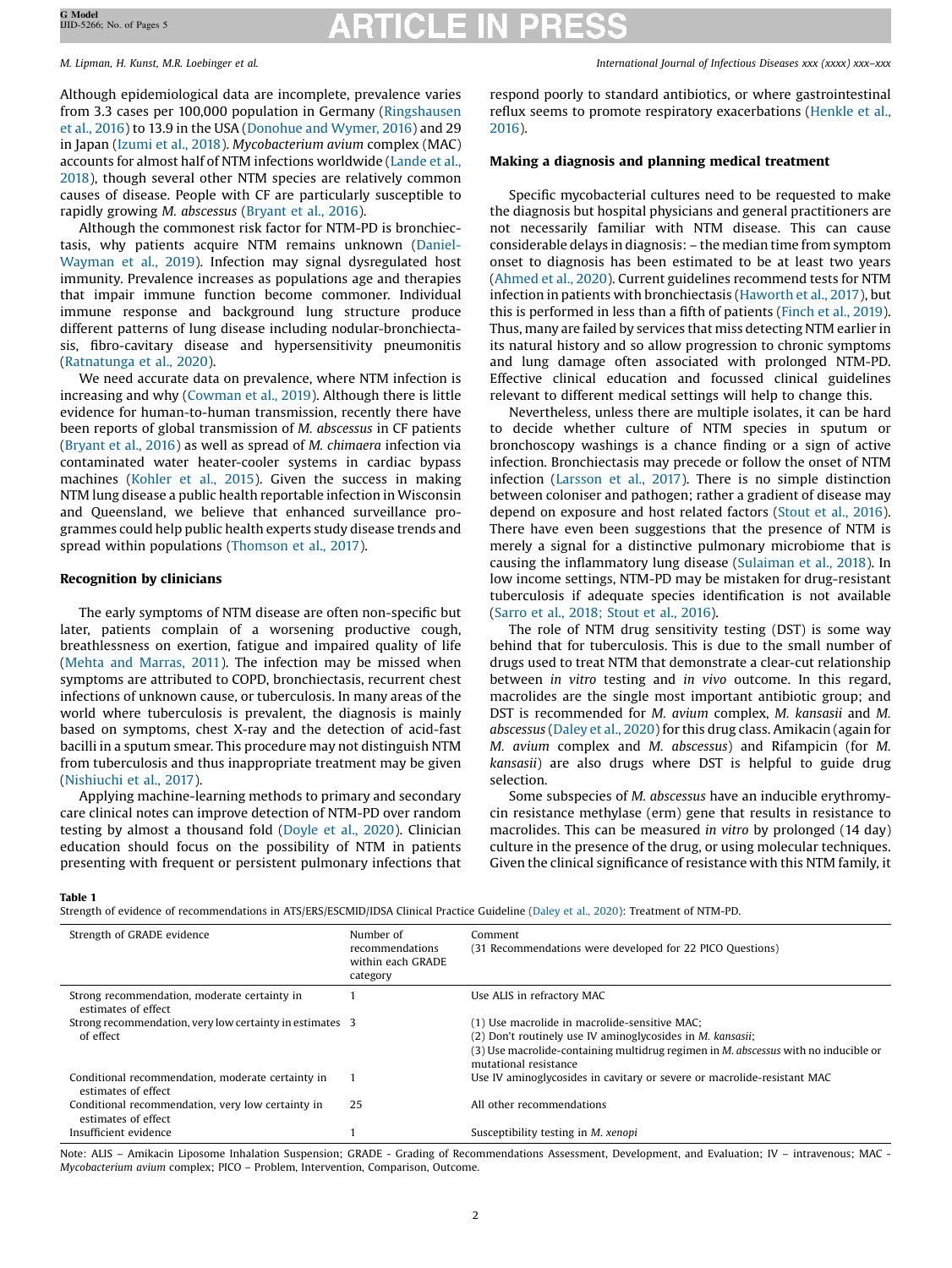Although epidemiological data are incomplete, prevalence varies from 3.3 cases per 100,000 population in Germany (Ringshausen et al., 2016) to 13.9 in the USA (Donohue and Wymer, 2016) and 29 in Japan (Izumi et al., 2018). *Mycobacterium avium* complex (MAC) accounts for almost half of NTM infections worldwide (Lande et al., 2018), though several other NTM species are relatively common causes of disease. People with CF are particularly susceptible to rapidly growing *M. abscessus* (Bryant et al., 2016).

Although the commonest risk factor for NTM-PD is bronchiectasis, why patients acquire NTM remains unknown (Daniel-Wayman et al., 2019). Infection may signal dysregulated host immunity. Prevalence increases as populations age and therapies that impair immune function become commoner. Individual immune response and background lung structure produce different patterns of lung disease including nodular-bronchiectasis, fibro-cavitary disease and hypersensitivity pneumonitis (Ratnatunga et al., 2020).

We need accurate data on prevalence, where NTM infection is increasing and why (Cowman et al., 2019). Although there is little evidence for human-to-human transmission, recently there have been reports of global transmission of *M. abscessus* in CF patients (Bryant et al., 2016) as well as spread of *M. chimaera* infection via contaminated water heater-cooler systems in cardiac bypass machines (Kohler et al., 2015). Given the success in making NTM lung disease a public health reportable infection in Wisconsin and Queensland, we believe that enhanced surveillance programmes could help public health experts study disease trends and spread within populations (Thomson et al., 2017).

## Recognition by clinicians

The early symptoms of NTM disease are often non-specific but later, patients complain of a worsening productive cough, breathlessness on exertion, fatigue and impaired quality of life (Mehta and Marras, 2011). The infection may be missed when symptoms are attributed to COPD, bronchiectasis, recurrent chest infections of unknown cause, or tuberculosis. In many areas of the world where tuberculosis is prevalent, the diagnosis is mainly based on symptoms, chest X-ray and the detection of acid-fast bacilli in a sputum smear. This procedure may not distinguish NTM from tuberculosis and thus inappropriate treatment may be given (Nishiuchi et al., 2017).

Applying machine-learning methods to primary and secondary care clinical notes can improve detection of NTM-PD over random testing by almost a thousand fold (Doyle et al., 2020). Clinician education should focus on the possibility of NTM in patients presenting with frequent or persistent pulmonary infections that respond poorly to standard antibiotics, or where gastrointestinal reflux seems to promote respiratory exacerbations (Henkle et al., 2016).

## Making a diagnosis and planning medical treatment

Specific mycobacterial cultures need to be requested to make the diagnosis but hospital physicians and general practitioners are not necessarily familiar with NTM disease. This can cause considerable delays in diagnosis: – the median time from symptom onset to diagnosis has been estimated to be at least two years (Ahmed et al., 2020). Current guidelines recommend tests for NTM infection in patients with bronchiectasis (Haworth et al., 2017), but this is performed in less than a fifth of patients (Finch et al., 2019). Thus, many are failed by services that miss detecting NTM earlier in its natural history and so allow progression to chronic symptoms and lung damage often associated with prolonged NTM-PD. Effective clinical education and focussed clinical guidelines relevant to different medical settings will help to change this.

Nevertheless, unless there are multiple isolates, it can be hard to decide whether culture of NTM species in sputum or bronchoscopy washings is a chance finding or a sign of active infection. Bronchiectasis may precede or follow the onset of NTM infection (Larsson et al., 2017). There is no simple distinction between coloniser and pathogen; rather a gradient of disease may depend on exposure and host related factors (Stout et al., 2016). There have even been suggestions that the presence of NTM is merely a signal for a distinctive pulmonary microbiome that is causing the inflammatory lung disease (Sulaiman et al., 2018). In low income settings, NTM-PD may be mistaken for drug-resistant tuberculosis if adequate species identification is not available (Sarro et al., 2018; Stout et al., 2016).

The role of NTM drug sensitivity testing (DST) is some way behind that for tuberculosis. This is due to the small number of drugs used to treat NTM that demonstrate a clear-cut relationship between *in vitro* testing and *in vivo* outcome. In this regard, macrolides are the single most important antibiotic group; and DST is recommended for *M. avium* complex, *M. kansasii* and *M. abscessus* (Daley et al., 2020) for this drug class. Amikacin (again for *M. avium* complex and *M. abscessus*) and Rifampicin (for *M. kansasii*) are also drugs where DST is helpful to guide drug selection.

Some subspecies of *M. abscessus* have an inducible erythromycin resistance methylase (erm) gene that results in resistance to macrolides. This can be measured *in vitro* by prolonged (14 day) culture in the presence of the drug, or using molecular techniques. Given the clinical significance of resistance with this NTM family, it

**Table 1**
Strength of evidence of recommendations in ATS/ERS/ESCMID/IDSA Clinical Practice Guideline (Daley et al., 2020): Treatment of NTM-PD.

| Strength of GRADE evidence | Number of recommendations within each GRADE category | Comment (31 Recommendations were developed for 22 PICO Questions) |
|---|---|---|
| Strong recommendation, moderate certainty in estimates of effect | 1 | Use ALIS in refractory MAC |
| Strong recommendation, very low certainty in estimates of effect | 3 | (1) Use macrolide in macrolide-sensitive MAC; (2) Don't routinely use IV aminoglycosides in *M. kansasii*; (3) Use macrolide-containing multidrug regimen in *M. abscessus* with no inducible or mutational resistance |
| Conditional recommendation, moderate certainty in estimates of effect | 1 | Use IV aminoglycosides in cavitary or severe or macrolide-resistant MAC |
| Conditional recommendation, very low certainty in estimates of effect | 25 | All other recommendations |
| Insufficient evidence | 1 | Susceptibility testing in *M. xenopi* |

Note: ALIS – Amikacin Liposome Inhalation Suspension; GRADE - Grading of Recommendations Assessment, Development, and Evaluation; IV – intravenous; MAC - *Mycobacterium avium* complex; PICO – Problem, Intervention, Comparison, Outcome.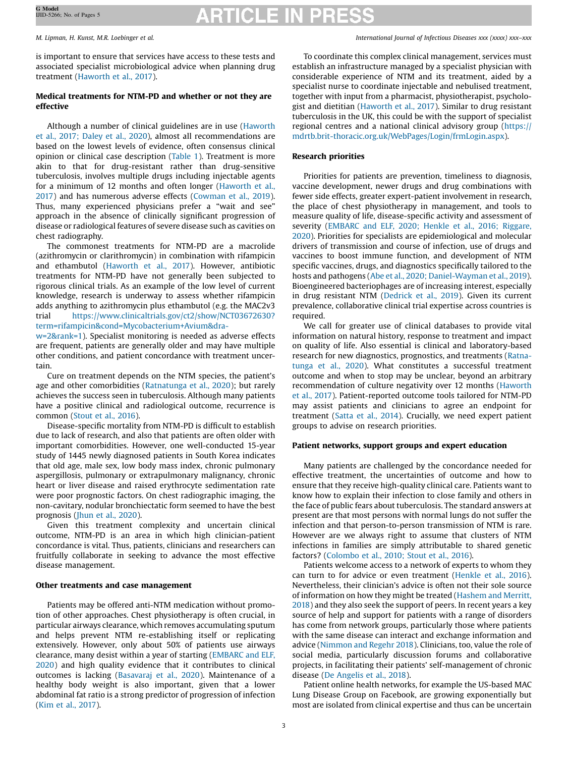is important to ensure that services have access to these tests and associated specialist microbiological advice when planning drug treatment (Haworth et al., 2017).

### Medical treatments for NTM-PD and whether or not they are effective

Although a number of clinical guidelines are in use (Haworth et al., 2017; Daley et al., 2020), almost all recommendations are based on the lowest levels of evidence, often consensus clinical opinion or clinical case description (Table 1). Treatment is more akin to that for drug-resistant rather than drug-sensitive tuberculosis, involves multiple drugs including injectable agents for a minimum of 12 months and often longer (Haworth et al., 2017) and has numerous adverse effects (Cowman et al., 2019). Thus, many experienced physicians prefer a "wait and see" approach in the absence of clinically significant progression of disease or radiological features of severe disease such as cavities on chest radiography.

The commonest treatments for NTM-PD are a macrolide (azithromycin or clarithromycin) in combination with rifampicin and ethambutol (Haworth et al., 2017). However, antibiotic treatments for NTM-PD have not generally been subjected to rigorous clinical trials. As an example of the low level of current knowledge, research is underway to assess whether rifampicin adds anything to azithromycin plus ethambutol (e.g. the MAC2v3 trial https://www.clinicaltrials.gov/ct2/show/NCT03672630?term=rifampicin&cond=Mycobacterium+Avium&draw=2&rank=1). Specialist monitoring is needed as adverse effects are frequent, patients are generally older and may have multiple other conditions, and patient concordance with treatment uncertain.

Cure on treatment depends on the NTM species, the patient's age and other comorbidities (Ratnatunga et al., 2020); but rarely achieves the success seen in tuberculosis. Although many patients have a positive clinical and radiological outcome, recurrence is common (Stout et al., 2016).

Disease-specific mortality from NTM-PD is difficult to establish due to lack of research, and also that patients are often older with important comorbidities. However, one well-conducted 15-year study of 1445 newly diagnosed patients in South Korea indicates that old age, male sex, low body mass index, chronic pulmonary aspergillosis, pulmonary or extrapulmonary malignancy, chronic heart or liver disease and raised erythrocyte sedimentation rate were poor prognostic factors. On chest radiographic imaging, the non-cavitary, nodular bronchiectatic form seemed to have the best prognosis (Jhun et al., 2020).

Given this treatment complexity and uncertain clinical outcome, NTM-PD is an area in which high clinician-patient concordance is vital. Thus, patients, clinicians and researchers can fruitfully collaborate in seeking to advance the most effective disease management.

### Other treatments and case management

Patients may be offered anti-NTM medication without promotion of other approaches. Chest physiotherapy is often crucial, in particular airways clearance, which removes accumulating sputum and helps prevent NTM re-establishing itself or replicating extensively. However, only about 50% of patients use airways clearance, many desist within a year of starting (EMBARC and ELF, 2020) and high quality evidence that it contributes to clinical outcomes is lacking (Basavaraj et al., 2020). Maintenance of a healthy body weight is also important, given that a lower abdominal fat ratio is a strong predictor of progression of infection (Kim et al., 2017).

To coordinate this complex clinical management, services must establish an infrastructure managed by a specialist physician with considerable experience of NTM and its treatment, aided by a specialist nurse to coordinate injectable and nebulised treatment, together with input from a pharmacist, physiotherapist, psychologist and dietitian (Haworth et al., 2017). Similar to drug resistant tuberculosis in the UK, this could be with the support of specialist regional centres and a national clinical advisory group (https://mdrtb.brit-thoracic.org.uk/WebPages/Login/frmLogin.aspx).

### Research priorities

Priorities for patients are prevention, timeliness to diagnosis, vaccine development, newer drugs and drug combinations with fewer side effects, greater expert-patient involvement in research, the place of chest physiotherapy in management, and tools to measure quality of life, disease-specific activity and assessment of severity (EMBARC and ELF, 2020; Henkle et al., 2016; Riggare, 2020). Priorities for specialists are epidemiological and molecular drivers of transmission and course of infection, use of drugs and vaccines to boost immune function, and development of NTM specific vaccines, drugs, and diagnostics specifically tailored to the hosts and pathogens (Abe et al., 2020; Daniel-Wayman et al., 2019). Bioengineered bacteriophages are of increasing interest, especially in drug resistant NTM (Dedrick et al., 2019). Given its current prevalence, collaborative clinical trial expertise across countries is required.

We call for greater use of clinical databases to provide vital information on natural history, response to treatment and impact on quality of life. Also essential is clinical and laboratory-based research for new diagnostics, prognostics, and treatments (Ratnatunga et al., 2020). What constitutes a successful treatment outcome and when to stop may be unclear, beyond an arbitrary recommendation of culture negativity over 12 months (Haworth et al., 2017). Patient-reported outcome tools tailored for NTM-PD may assist patients and clinicians to agree an endpoint for treatment (Satta et al., 2014). Crucially, we need expert patient groups to advise on research priorities.

### Patient networks, support groups and expert education

Many patients are challenged by the concordance needed for effective treatment, the uncertainties of outcome and how to ensure that they receive high-quality clinical care. Patients want to know how to explain their infection to close family and others in the face of public fears about tuberculosis. The standard answers at present are that most persons with normal lungs do not suffer the infection and that person-to-person transmission of NTM is rare. However are we always right to assume that clusters of NTM infections in families are simply attributable to shared genetic factors? (Colombo et al., 2010; Stout et al., 2016).

Patients welcome access to a network of experts to whom they can turn to for advice or even treatment (Henkle et al., 2016). Nevertheless, their clinician's advice is often not their sole source of information on how they might be treated (Hashem and Merritt, 2018) and they also seek the support of peers. In recent years a key source of help and support for patients with a range of disorders has come from network groups, particularly those where patients with the same disease can interact and exchange information and advice (Nimmon and Regehr 2018). Clinicians, too, value the role of social media, particularly discussion forums and collaborative projects, in facilitating their patients' self-management of chronic disease (De Angelis et al., 2018).

Patient online health networks, for example the US-based MAC Lung Disease Group on Facebook, are growing exponentially but most are isolated from clinical expertise and thus can be uncertain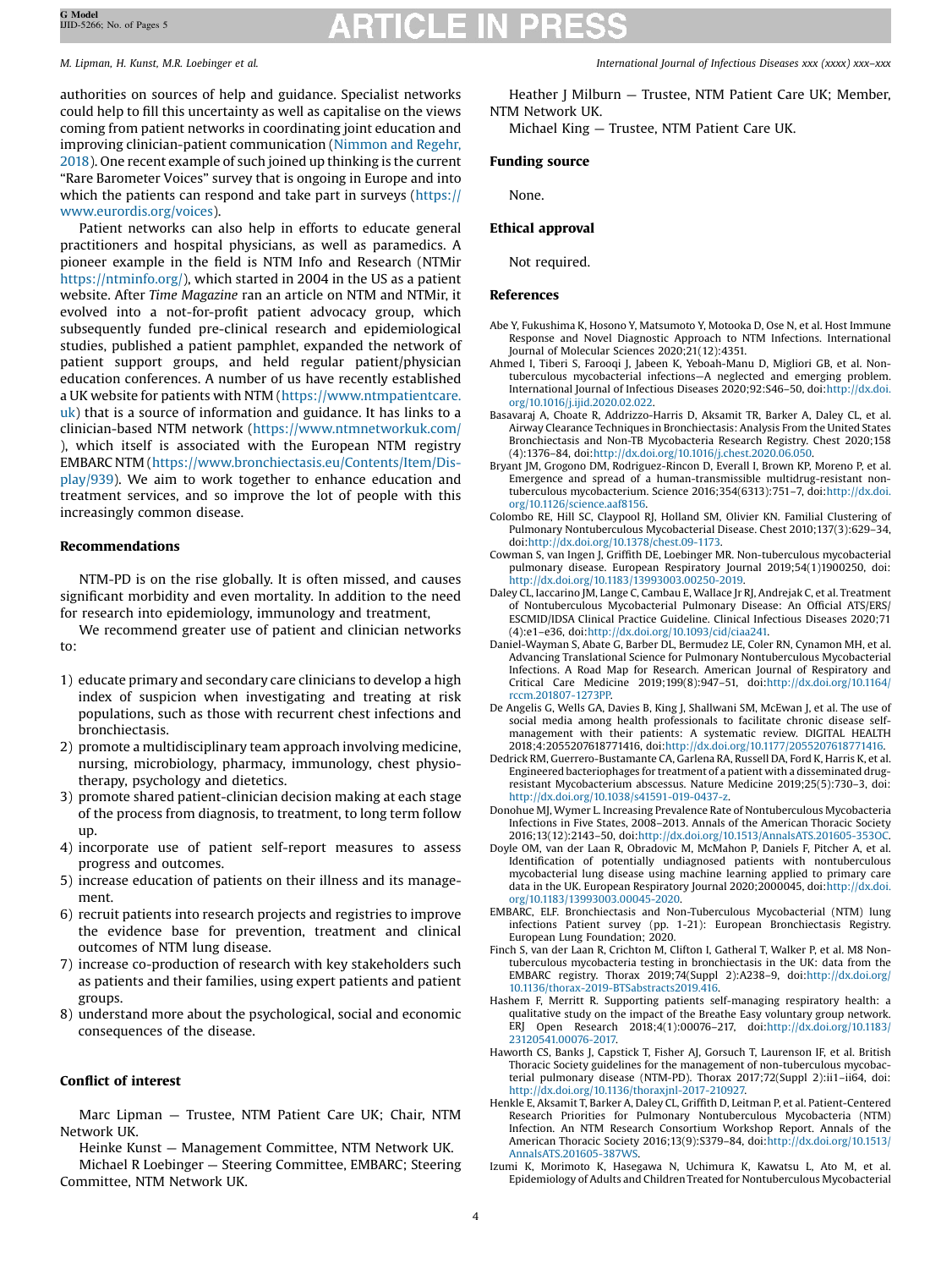authorities on sources of help and guidance. Specialist networks could help to fill this uncertainty as well as capitalise on the views coming from patient networks in coordinating joint education and improving clinician-patient communication (Nimmon and Regehr, 2018). One recent example of such joined up thinking is the current "Rare Barometer Voices" survey that is ongoing in Europe and into which the patients can respond and take part in surveys (https://www.eurordis.org/voices).

Patient networks can also help in efforts to educate general practitioners and hospital physicians, as well as paramedics. A pioneer example in the field is NTM Info and Research (NTMir https://ntminfo.org/), which started in 2004 in the US as a patient website. After *Time Magazine* ran an article on NTM and NTMir, it evolved into a not-for-profit patient advocacy group, which subsequently funded pre-clinical research and epidemiological studies, published a patient pamphlet, expanded the network of patient support groups, and held regular patient/physician education conferences. A number of us have recently established a UK website for patients with NTM (https://www.ntmpatientcare.uk) that is a source of information and guidance. It has links to a clinician-based NTM network (https://www.ntmnetworkuk.com/), which itself is associated with the European NTM registry EMBARC NTM (https://www.bronchiectasis.eu/Contents/Item/Display/939). We aim to work together to enhance education and treatment services, and so improve the lot of people with this increasingly common disease.

## Recommendations

NTM-PD is on the rise globally. It is often missed, and causes significant morbidity and even mortality. In addition to the need for research into epidemiology, immunology and treatment,

We recommend greater use of patient and clinician networks to:

1) educate primary and secondary care clinicians to develop a high index of suspicion when investigating and treating at risk populations, such as those with recurrent chest infections and bronchiectasis.
2) promote a multidisciplinary team approach involving medicine, nursing, microbiology, pharmacy, immunology, chest physiotherapy, psychology and dietetics.
3) promote shared patient-clinician decision making at each stage of the process from diagnosis, to treatment, to long term follow up.
4) incorporate use of patient self-report measures to assess progress and outcomes.
5) increase education of patients on their illness and its management.
6) recruit patients into research projects and registries to improve the evidence base for prevention, treatment and clinical outcomes of NTM lung disease.
7) increase co-production of research with key stakeholders such as patients and their families, using expert patients and patient groups.
8) understand more about the psychological, social and economic consequences of the disease.

## Conflict of interest

Marc Lipman — Trustee, NTM Patient Care UK; Chair, NTM Network UK.

Heinke Kunst — Management Committee, NTM Network UK.

Michael R Loebinger — Steering Committee, EMBARC; Steering Committee, NTM Network UK.

Heather J Milburn — Trustee, NTM Patient Care UK; Member, NTM Network UK.

Michael King — Trustee, NTM Patient Care UK.

## Funding source

None.

## Ethical approval

Not required.

## References

Abe Y, Fukushima K, Hosono Y, Matsumoto Y, Motooka D, Ose N, et al. Host Immune Response and Novel Diagnostic Approach to NTM Infections. International Journal of Molecular Sciences 2020;21(12):4351.

Ahmed I, Tiberi S, Farooqi J, Jabeen K, Yeboah-Manu D, Migliori GB, et al. Non-tuberculous mycobacterial infections—A neglected and emerging problem. International Journal of Infectious Diseases 2020;92:S46–50, doi:http://dx.doi.org/10.1016/j.ijid.2020.02.022.

Basavaraj A, Choate R, Addrizzo-Harris D, Aksamit TR, Barker A, Daley CL, et al. Airway Clearance Techniques in Bronchiectasis: Analysis From the United States Bronchiectasis and Non-TB Mycobacteria Research Registry. Chest 2020;158 (4):1376–84, doi:http://dx.doi.org/10.1016/j.chest.2020.06.050.

Bryant JM, Grogono DM, Rodriguez-Rincon D, Everall I, Brown KP, Moreno P, et al. Emergence and spread of a human-transmissible multidrug-resistant nontuberculous mycobacterium. Science 2016;354(6313):751–7, doi:http://dx.doi.org/10.1126/science.aaf8156.

Colombo RE, Hill SC, Claypool RJ, Holland SM, Olivier KN. Familial Clustering of Pulmonary Nontuberculous Mycobacterial Disease. Chest 2010;137(3):629–34, doi:http://dx.doi.org/10.1378/chest.09-1173.

Cowman S, van Ingen J, Griffith DE, Loebinger MR. Non-tuberculous mycobacterial pulmonary disease. European Respiratory Journal 2019;54(1)1900250, doi:http://dx.doi.org/10.1183/13993003.00250-2019.

Daley CL, Iaccarino JM, Lange C, Cambau E, Wallace Jr RJ, Andrejak C, et al. Treatment of Nontuberculous Mycobacterial Pulmonary Disease: An Official ATS/ERS/ESCMID/IDSA Clinical Practice Guideline. Clinical Infectious Diseases 2020;71 (4):e1–e36, doi:http://dx.doi.org/10.1093/cid/ciaa241.

Daniel-Wayman S, Abate G, Barber DL, Bermudez LE, Coler RN, Cynamon MH, et al. Advancing Translational Science for Pulmonary Nontuberculous Mycobacterial Infections. A Road Map for Research. American Journal of Respiratory and Critical Care Medicine 2019;199(8):947–51, doi:http://dx.doi.org/10.1164/rccm.201807-1273PP.

De Angelis G, Wells GA, Davies B, King J, Shallwani SM, McEwan J, et al. The use of social media among health professionals to facilitate chronic disease self-management with their patients: A systematic review. DIGITAL HEALTH 2018;4:2055207618771416, doi:http://dx.doi.org/10.1177/2055207618771416.

Dedrick RM, Guerrero-Bustamante CA, Garlena RA, Russell DA, Ford K, Harris K, et al. Engineered bacteriophages for treatment of a patient with a disseminated drug-resistant Mycobacterium abscessus. Nature Medicine 2019;25(5):730–3, doi:http://dx.doi.org/10.1038/s41591-019-0437-z.

Donohue MJ, Wymer L. Increasing Prevalence Rate of Nontuberculous Mycobacteria Infections in Five States, 2008–2013. Annals of the American Thoracic Society 2016;13(12):2143–50, doi:http://dx.doi.org/10.1513/AnnalsATS.201605-353OC.

Doyle OM, van der Laan R, Obradovic M, McMahon P, Daniels F, Pitcher A, et al. Identification of potentially undiagnosed patients with nontuberculous mycobacterial lung disease using machine learning applied to primary care data in the UK. European Respiratory Journal 2020;2000045, doi:http://dx.doi.org/10.1183/13993003.00045-2020.

EMBARC, ELF. Bronchiectasis and Non-Tuberculous Mycobacterial (NTM) lung infections Patient survey (pp. 1-21): European Bronchiectasis Registry. European Lung Foundation; 2020.

Finch S, van der Laan R, Crichton M, Clifton I, Gatheral T, Walker P, et al. M8 Non-tuberculous mycobacteria testing in bronchiectasis in the UK: data from the EMBARC registry. Thorax 2019;74(Suppl 2):A238–9, doi:http://dx.doi.org/10.1136/thorax-2019-BTSabstracts2019.416.

Hashem F, Merritt R. Supporting patients self-managing respiratory health: a qualitative study on the impact of the Breathe Easy voluntary group network. ERJ Open Research 2018;4(1):00076–217, doi:http://dx.doi.org/10.1183/23120541.00076-2017.

Haworth CS, Banks J, Capstick T, Fisher AJ, Gorsuch T, Laurenson IF, et al. British Thoracic Society guidelines for the management of non-tuberculous mycobacterial pulmonary disease (NTM-PD). Thorax 2017;72(Suppl 2):ii1–ii64, doi:http://dx.doi.org/10.1136/thoraxjnl-2017-210927.

Henkle E, Aksamit T, Barker A, Daley CL, Griffith D, Leitman P, et al. Patient-Centered Research Priorities for Pulmonary Nontuberculous Mycobacteria (NTM) Infection. An NTM Research Consortium Workshop Report. Annals of the American Thoracic Society 2016;13(9):S379–84, doi:http://dx.doi.org/10.1513/AnnalsATS.201605-387WS.

Izumi K, Morimoto K, Hasegawa N, Uchimura K, Kawatsu L, Ato M, et al. Epidemiology of Adults and Children Treated for Nontuberculous Mycobacterial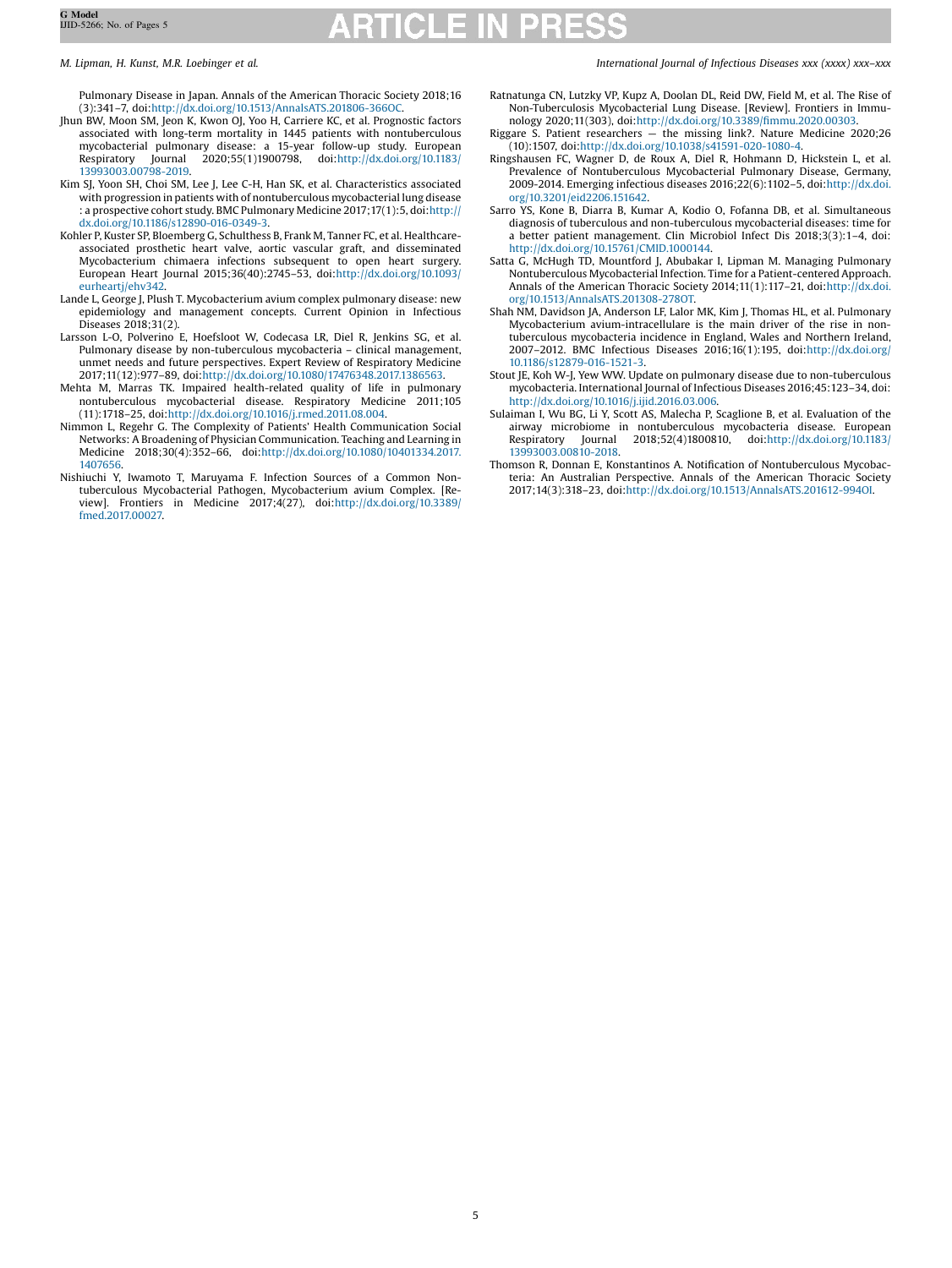Pulmonary Disease in Japan. Annals of the American Thoracic Society 2018;16 (3):341–7, doi:http://dx.doi.org/10.1513/AnnalsATS.201806-366OC.

Jhun BW, Moon SM, Jeon K, Kwon OJ, Yoo H, Carriere KC, et al. Prognostic factors associated with long-term mortality in 1445 patients with nontuberculous mycobacterial pulmonary disease: a 15-year follow-up study. European Respiratory Journal 2020;55(1)1900798, doi:http://dx.doi.org/10.1183/13993003.00798-2019.

Kim SJ, Yoon SH, Choi SM, Lee J, Lee C-H, Han SK, et al. Characteristics associated with progression in patients with of nontuberculous mycobacterial lung disease : a prospective cohort study. BMC Pulmonary Medicine 2017;17(1):5, doi:http://dx.doi.org/10.1186/s12890-016-0349-3.

Kohler P, Kuster SP, Bloemberg G, Schulthess B, Frank M, Tanner FC, et al. Healthcare-associated prosthetic heart valve, aortic vascular graft, and disseminated Mycobacterium chimaera infections subsequent to open heart surgery. European Heart Journal 2015;36(40):2745–53, doi:http://dx.doi.org/10.1093/eurheartj/ehv342.

Lande L, George J, Plush T. Mycobacterium avium complex pulmonary disease: new epidemiology and management concepts. Current Opinion in Infectious Diseases 2018;31(2).

Larsson L-O, Polverino E, Hoefsloot W, Codecasa LR, Diel R, Jenkins SG, et al. Pulmonary disease by non-tuberculous mycobacteria – clinical management, unmet needs and future perspectives. Expert Review of Respiratory Medicine 2017;11(12):977–89, doi:http://dx.doi.org/10.1080/17476348.2017.1386563.

Mehta M, Marras TK. Impaired health-related quality of life in pulmonary nontuberculous mycobacterial disease. Respiratory Medicine 2011;105 (11):1718–25, doi:http://dx.doi.org/10.1016/j.rmed.2011.08.004.

Nimmon L, Regehr G. The Complexity of Patients' Health Communication Social Networks: A Broadening of Physician Communication. Teaching and Learning in Medicine 2018;30(4):352–66, doi:http://dx.doi.org/10.1080/10401334.2017.1407656.

Nishiuchi Y, Iwamoto T, Maruyama F. Infection Sources of a Common Non-tuberculous Mycobacterial Pathogen, Mycobacterium avium Complex. [Review]. Frontiers in Medicine 2017;4(27), doi:http://dx.doi.org/10.3389/fmed.2017.00027.

Ratnatunga CN, Lutzky VP, Kupz A, Doolan DL, Reid DW, Field M, et al. The Rise of Non-Tuberculosis Mycobacterial Lung Disease. [Review]. Frontiers in Immunology 2020;11(303), doi:http://dx.doi.org/10.3389/fimmu.2020.00303.

Riggare S. Patient researchers — the missing link?. Nature Medicine 2020;26 (10):1507, doi:http://dx.doi.org/10.1038/s41591-020-1080-4.

Ringshausen FC, Wagner D, de Roux A, Diel R, Hohmann D, Hickstein L, et al. Prevalence of Nontuberculous Mycobacterial Pulmonary Disease, Germany, 2009-2014. Emerging infectious diseases 2016;22(6):1102–5, doi:http://dx.doi.org/10.3201/eid2206.151642.

Sarro YS, Kone B, Diarra B, Kumar A, Kodio O, Fofanna DB, et al. Simultaneous diagnosis of tuberculous and non-tuberculous mycobacterial diseases: time for a better patient management. Clin Microbiol Infect Dis 2018;3(3):1–4, doi:http://dx.doi.org/10.15761/CMID.1000144.

Satta G, McHugh TD, Mountford J, Abubakar I, Lipman M. Managing Pulmonary Nontuberculous Mycobacterial Infection. Time for a Patient-centered Approach. Annals of the American Thoracic Society 2014;11(1):117–21, doi:http://dx.doi.org/10.1513/AnnalsATS.201308-278OT.

Shah NM, Davidson JA, Anderson LF, Lalor MK, Kim J, Thomas HL, et al. Pulmonary Mycobacterium avium-intracellulare is the main driver of the rise in non-tuberculous mycobacteria incidence in England, Wales and Northern Ireland, 2007–2012. BMC Infectious Diseases 2016;16(1):195, doi:http://dx.doi.org/10.1186/s12879-016-1521-3.

Stout JE, Koh W-J, Yew WW. Update on pulmonary disease due to non-tuberculous mycobacteria. International Journal of Infectious Diseases 2016;45:123–34, doi:http://dx.doi.org/10.1016/j.ijid.2016.03.006.

Sulaiman I, Wu BG, Li Y, Scott AS, Malecha P, Scaglione B, et al. Evaluation of the airway microbiome in nontuberculous mycobacteria disease. European Respiratory Journal 2018;52(4)1800810, doi:http://dx.doi.org/10.1183/13993003.00810-2018.

Thomson R, Donnan E, Konstantinos A. Notification of Nontuberculous Mycobacteria: An Australian Perspective. Annals of the American Thoracic Society 2017;14(3):318–23, doi:http://dx.doi.org/10.1513/AnnalsATS.201612-994OI.